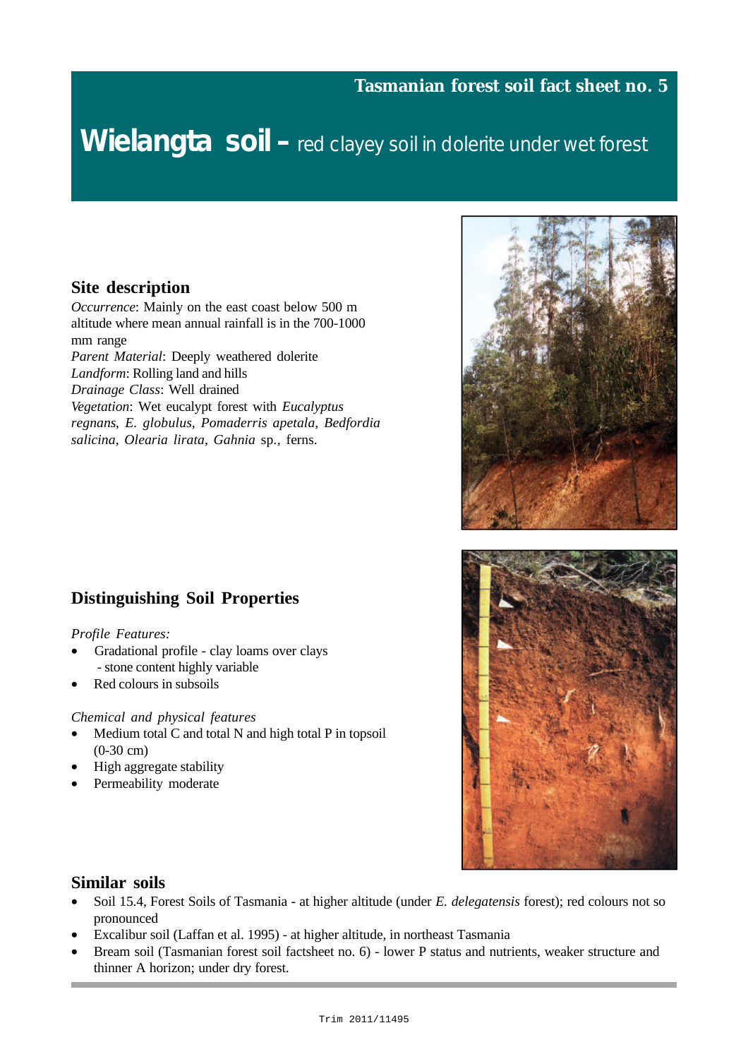Tasmanian forest soil fact sheet no. 5

# Wielangta soil – red clayey soil in dolerite under wet forest

## Site description

*Occurrence*: Mainly on the east coast below 500 m altitude where mean annual rainfall is in the 700-1000 mm range

*Parent Material*: Deeply weathered dolerite

*Landform*: Rolling land and hills

*Drainage Class*: Well drained

*Vegetation*: Wet eucalypt forest with *Eucalyptus regnans*, *E. globulus*, *Pomaderris apetala*, *Bedfordia salicina*, *Olearia lirata*, *Gahnia* sp., ferns.

## Distinguishing Soil Properties

*Profile Features:*

- Gradational profile - clay loams over clays
  - stone content highly variable
- Red colours in subsoils

*Chemical and physical features*

- Medium total C and total N and high total P in topsoil (0-30 cm)
- High aggregate stability
- Permeability moderate

## Similar soils

- Soil 15.4, Forest Soils of Tasmania - at higher altitude (under *E. delegatensis* forest); red colours not so pronounced
- Excalibur soil (Laffan et al. 1995) - at higher altitude, in northeast Tasmania
- Bream soil (Tasmanian forest soil factsheet no. 6) - lower P status and nutrients, weaker structure and thinner A horizon; under dry forest.

Trim 2011/11495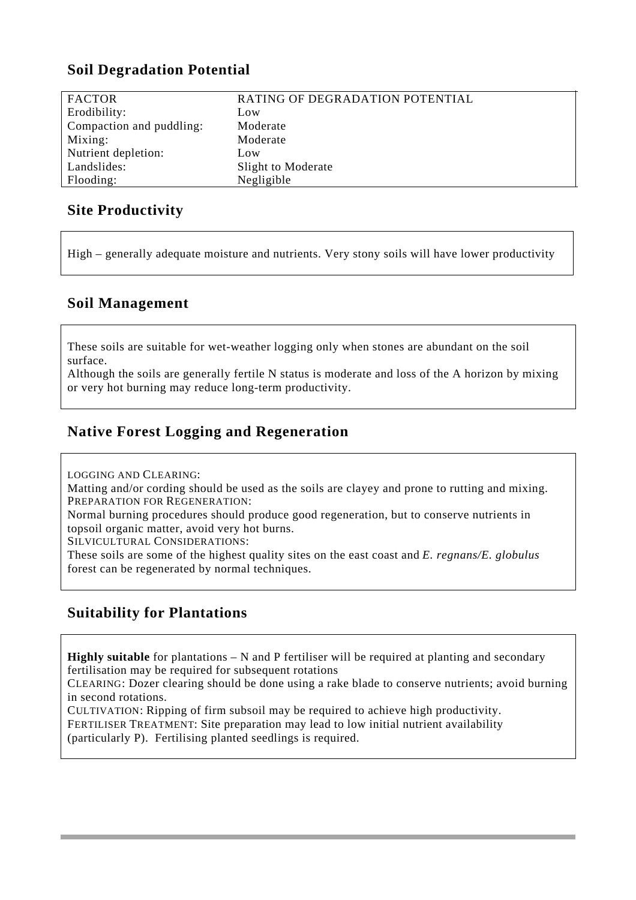## Soil Degradation Potential

| FACTOR | RATING OF DEGRADATION POTENTIAL |
|---|---|
| Erodibility: | Low |
| Compaction and puddling: | Moderate |
| Mixing: | Moderate |
| Nutrient depletion: | Low |
| Landslides: | Slight to Moderate |
| Flooding: | Negligible |

## Site Productivity

High – generally adequate moisture and nutrients. Very stony soils will have lower productivity

## Soil Management

These soils are suitable for wet-weather logging only when stones are abundant on the soil surface.
Although the soils are generally fertile N status is moderate and loss of the A horizon by mixing or very hot burning may reduce long-term productivity.

## Native Forest Logging and Regeneration

LOGGING AND CLEARING:
Matting and/or cording should be used as the soils are clayey and prone to rutting and mixing.
PREPARATION FOR REGENERATION:
Normal burning procedures should produce good regeneration, but to conserve nutrients in topsoil organic matter, avoid very hot burns.
SILVICULTURAL CONSIDERATIONS:
These soils are some of the highest quality sites on the east coast and *E. regnans/E. globulus* forest can be regenerated by normal techniques.

## Suitability for Plantations

**Highly suitable** for plantations – N and P fertiliser will be required at planting and secondary fertilisation may be required for subsequent rotations
CLEARING: Dozer clearing should be done using a rake blade to conserve nutrients; avoid burning in second rotations.
CULTIVATION: Ripping of firm subsoil may be required to achieve high productivity.
FERTILISER TREATMENT: Site preparation may lead to low initial nutrient availability (particularly P). Fertilising planted seedlings is required.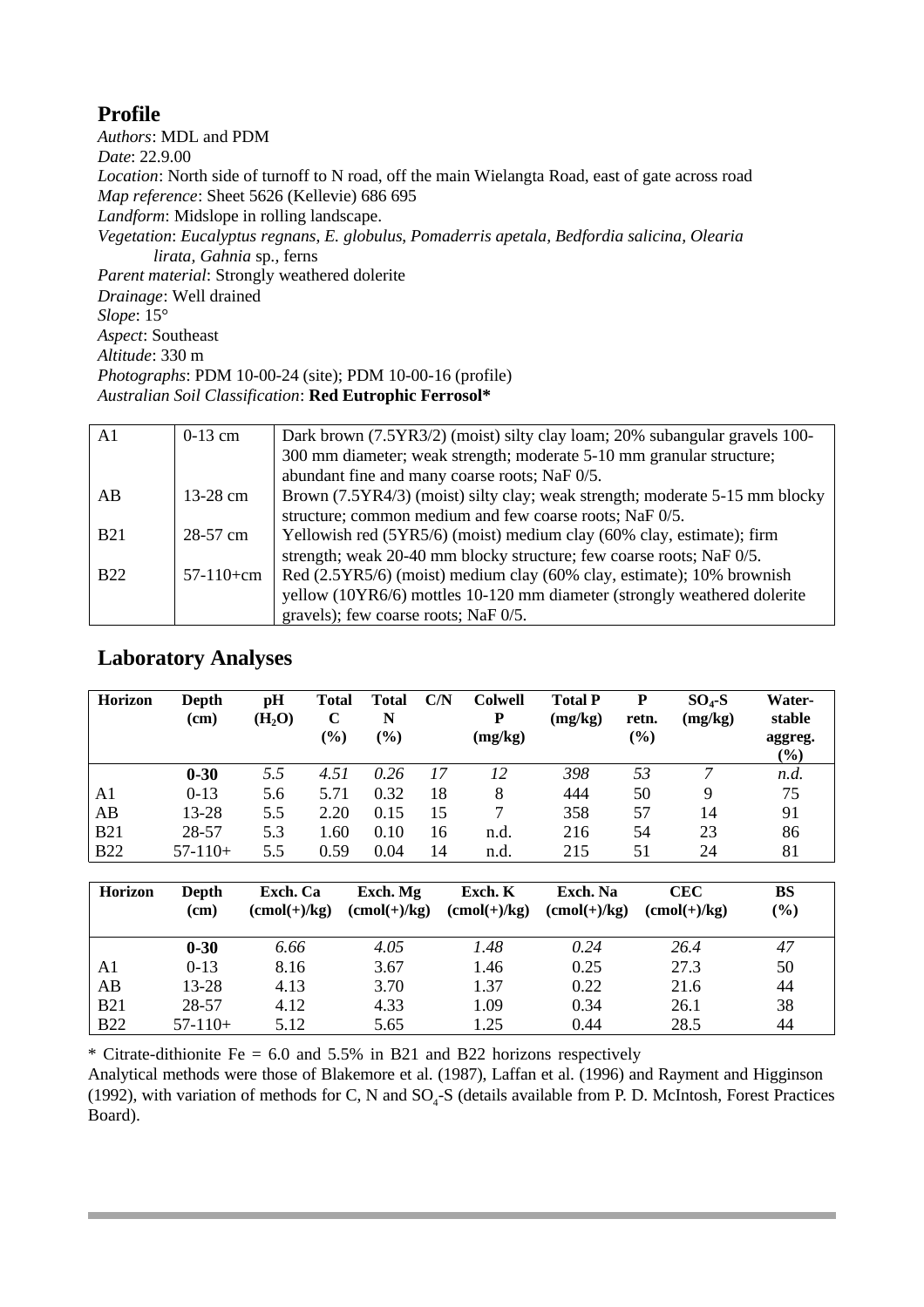## Profile

*Authors*: MDL and PDM
*Date*: 22.9.00
*Location*: North side of turnoff to N road, off the main Wielangta Road, east of gate across road
*Map reference*: Sheet 5626 (Kellevie) 686 695
*Landform*: Midslope in rolling landscape.
*Vegetation*: *Eucalyptus regnans, E. globulus, Pomaderris apetala, Bedfordia salicina, Olearia lirata, Gahnia* sp., ferns
*Parent material*: Strongly weathered dolerite
*Drainage*: Well drained
*Slope*: 15°
*Aspect*: Southeast
*Altitude*: 330 m
*Photographs*: PDM 10-00-24 (site); PDM 10-00-16 (profile)
*Australian Soil Classification*: **Red Eutrophic Ferrosol***

| | | |
|---|---|---|
| A1 | 0-13 cm | Dark brown (7.5YR3/2) (moist) silty clay loam; 20% subangular gravels 100-300 mm diameter; weak strength; moderate 5-10 mm granular structure; abundant fine and many coarse roots; NaF 0/5. |
| AB | 13-28 cm | Brown (7.5YR4/3) (moist) silty clay; weak strength; moderate 5-15 mm blocky structure; common medium and few coarse roots; NaF 0/5. |
| B21 | 28-57 cm | Yellowish red (5YR5/6) (moist) medium clay (60% clay, estimate); firm strength; weak 20-40 mm blocky structure; few coarse roots; NaF 0/5. |
| B22 | 57-110+cm | Red (2.5YR5/6) (moist) medium clay (60% clay, estimate); 10% brownish yellow (10YR6/6) mottles 10-120 mm diameter (strongly weathered dolerite gravels); few coarse roots; NaF 0/5. |

## Laboratory Analyses

| Horizon | Depth (cm) | pH ($H_2O$) | Total C (%) | Total N (%) | C/N | Colwell P (mg/kg) | Total P (mg/kg) | P retn. (%) | $SO_4$-S (mg/kg) | Water-stable aggreg. (%) |
|---|---|---|---|---|---|---|---|---|---|---|
| | **0-30** | *5.5* | *4.51* | *0.26* | *17* | *12* | *398* | *53* | *7* | *n.d.* |
| A1 | 0-13 | 5.6 | 5.71 | 0.32 | 18 | 8 | 444 | 50 | 9 | 75 |
| AB | 13-28 | 5.5 | 2.20 | 0.15 | 15 | 7 | 358 | 57 | 14 | 91 |
| B21 | 28-57 | 5.3 | 1.60 | 0.10 | 16 | n.d. | 216 | 54 | 23 | 86 |
| B22 | 57-110+ | 5.5 | 0.59 | 0.04 | 14 | n.d. | 215 | 51 | 24 | 81 |

| Horizon | Depth (cm) | Exch. Ca (cmol(+)/kg) | Exch. Mg (cmol(+)/kg) | Exch. K (cmol(+)/kg) | Exch. Na (cmol(+)/kg) | CEC (cmol(+)/kg) | BS (%) |
|---|---|---|---|---|---|---|---|
| | **0-30** | *6.66* | *4.05* | *1.48* | *0.24* | *26.4* | *47* |
| A1 | 0-13 | 8.16 | 3.67 | 1.46 | 0.25 | 27.3 | 50 |
| AB | 13-28 | 4.13 | 3.70 | 1.37 | 0.22 | 21.6 | 44 |
| B21 | 28-57 | 4.12 | 4.33 | 1.09 | 0.34 | 26.1 | 38 |
| B22 | 57-110+ | 5.12 | 5.65 | 1.25 | 0.44 | 28.5 | 44 |

* Citrate-dithionite Fe = 6.0 and 5.5% in B21 and B22 horizons respectively

Analytical methods were those of Blakemore et al. (1987), Laffan et al. (1996) and Rayment and Higginson (1992), with variation of methods for C, N and $SO_4$-S (details available from P. D. McIntosh, Forest Practices Board).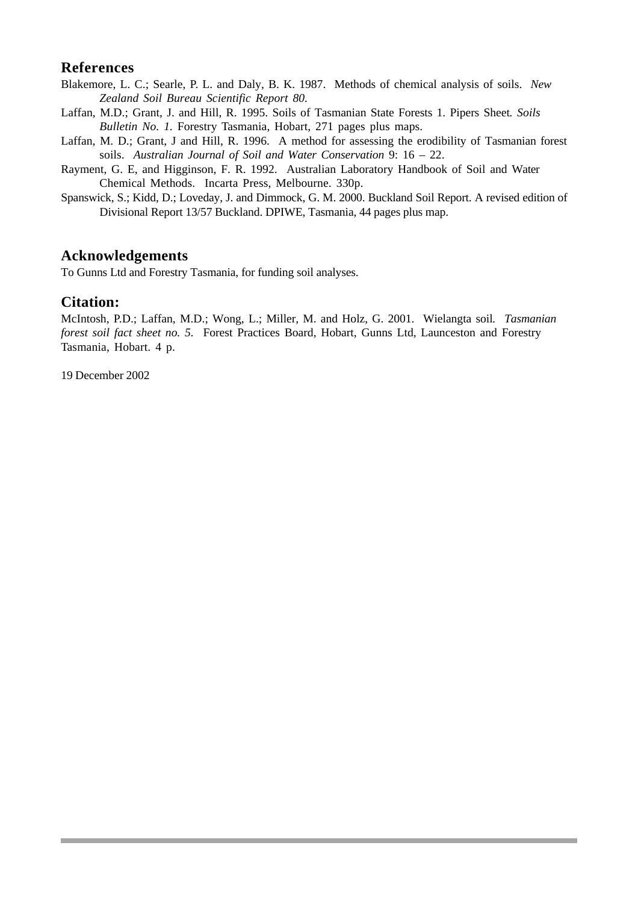## References

Blakemore, L. C.; Searle, P. L. and Daly, B. K. 1987. Methods of chemical analysis of soils. *New Zealand Soil Bureau Scientific Report 80.*

Laffan, M.D.; Grant, J. and Hill, R. 1995. Soils of Tasmanian State Forests 1. Pipers Sheet. *Soils Bulletin No. 1.* Forestry Tasmania, Hobart, 271 pages plus maps.

Laffan, M. D.; Grant, J and Hill, R. 1996. A method for assessing the erodibility of Tasmanian forest soils. *Australian Journal of Soil and Water Conservation* 9: 16 – 22.

Rayment, G. E, and Higginson, F. R. 1992. Australian Laboratory Handbook of Soil and Water Chemical Methods. Incarta Press, Melbourne. 330p.

Spanswick, S.; Kidd, D.; Loveday, J. and Dimmock, G. M. 2000. Buckland Soil Report. A revised edition of Divisional Report 13/57 Buckland. DPIWE, Tasmania, 44 pages plus map.

## Acknowledgements

To Gunns Ltd and Forestry Tasmania, for funding soil analyses.

## Citation:

McIntosh, P.D.; Laffan, M.D.; Wong, L.; Miller, M. and Holz, G. 2001. Wielangta soil. *Tasmanian forest soil fact sheet no. 5.* Forest Practices Board, Hobart, Gunns Ltd, Launceston and Forestry Tasmania, Hobart. 4 p.

19 December 2002